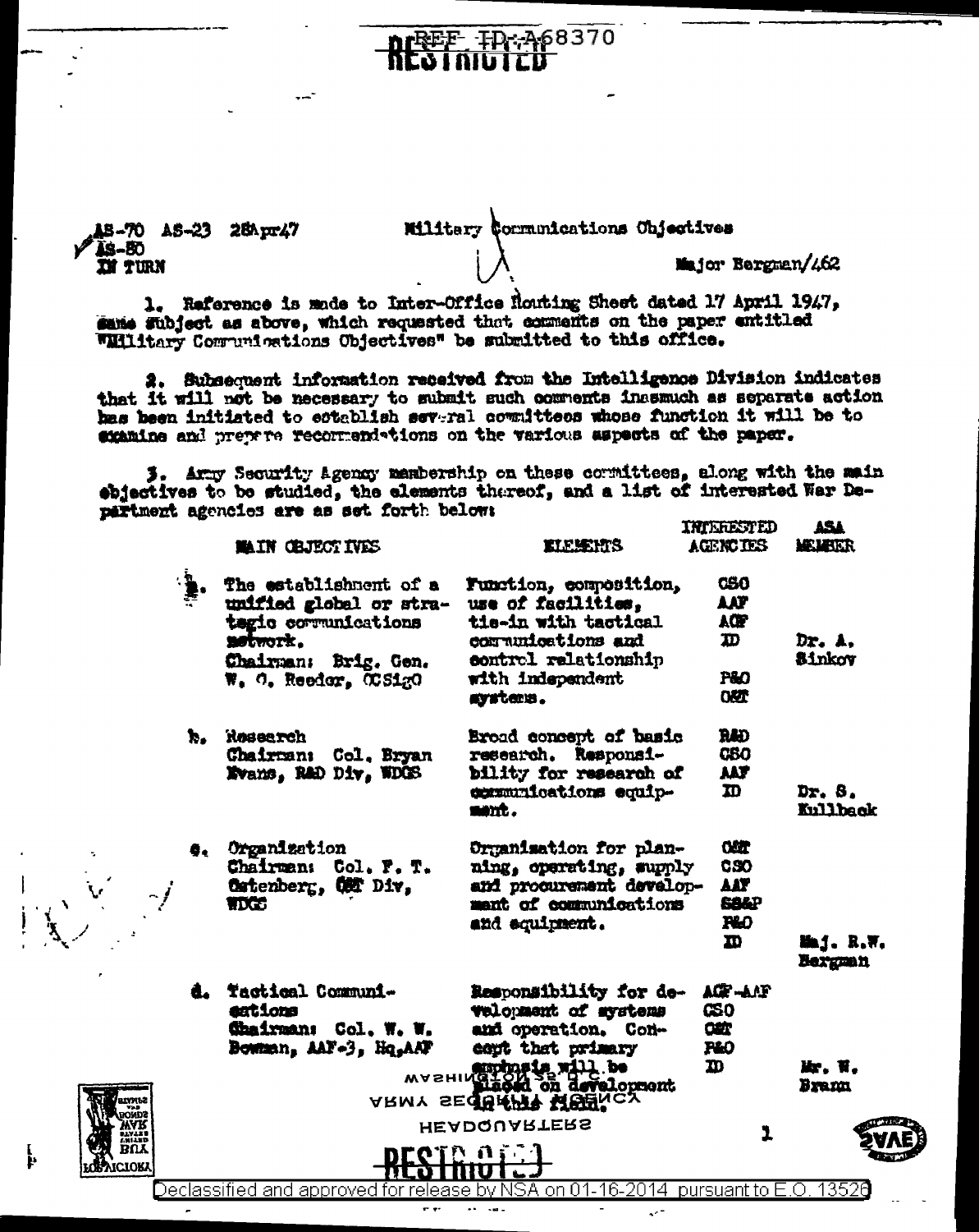REF ID:A68370

RESTRICTED

AS-70 AS-23 28Apr47
AS-80
IN TURN

Military Communications Objectives

Major Bergman/462

1. Reference is made to Inter-Office Routing Sheet dated 17 April 1947, same subject as above, which requested that comments on the paper entitled "Military Communications Objectives" be submitted to this office.

2. Subsequent information received from the Intelligence Division indicates that it will not be necessary to submit such comments inasmuch as separate action has been initiated to establish several committees whose function it will be to examine and prepare recommendations on the various aspects of the paper.

3. Army Security Agency membership on these committees, along with the main objectives to be studied, the elements thereof, and a list of interested War Department agencies are as set forth below:

| | MAIN OBJECTIVES | ELEMENTS | INTERESTED AGENCIES | ASA MEMBER |
|---|---|---|---|---|
| a. | The establishment of a unified global or strategic communications network. Chairman: Brig. Gen. W. O. Reeder, OCSigO | Function, composition, use of facilities, tie-in with tactical communications and control relationship with independent systems. | CSO AAF AGF ID P&O O&T | Dr. A. Sinkov |
| b. | Research Chairman: Col. Bryan Evans, R&D Div, WDGS | Broad concept of basic research. Responsibility for research of communications equipment. | R&D CSO AAF ID | Dr. S. Kullback |
| c. | Organization Chairman: Col. F. T. Ostenberg, O&T Div, WDGS | Organization for planning, operating, supply and procurement development of communications and equipment. | O&T CSO AAF SS&P P&O ID | Maj. R.W. Bergman |
| d. | Tactical Communications Chairman: Col. W. W. Bowman, AAF-3, Hq, AAF | Responsibility for development of systems and operation. Concept that primary emphasis will be placed on development in this field. | AGF-AAF CSO O&T P&O ID | Mr. W. Bramm |

RESTRICTED

Declassified and approved for release by NSA on 01-16-2014 pursuant to E.O. 13526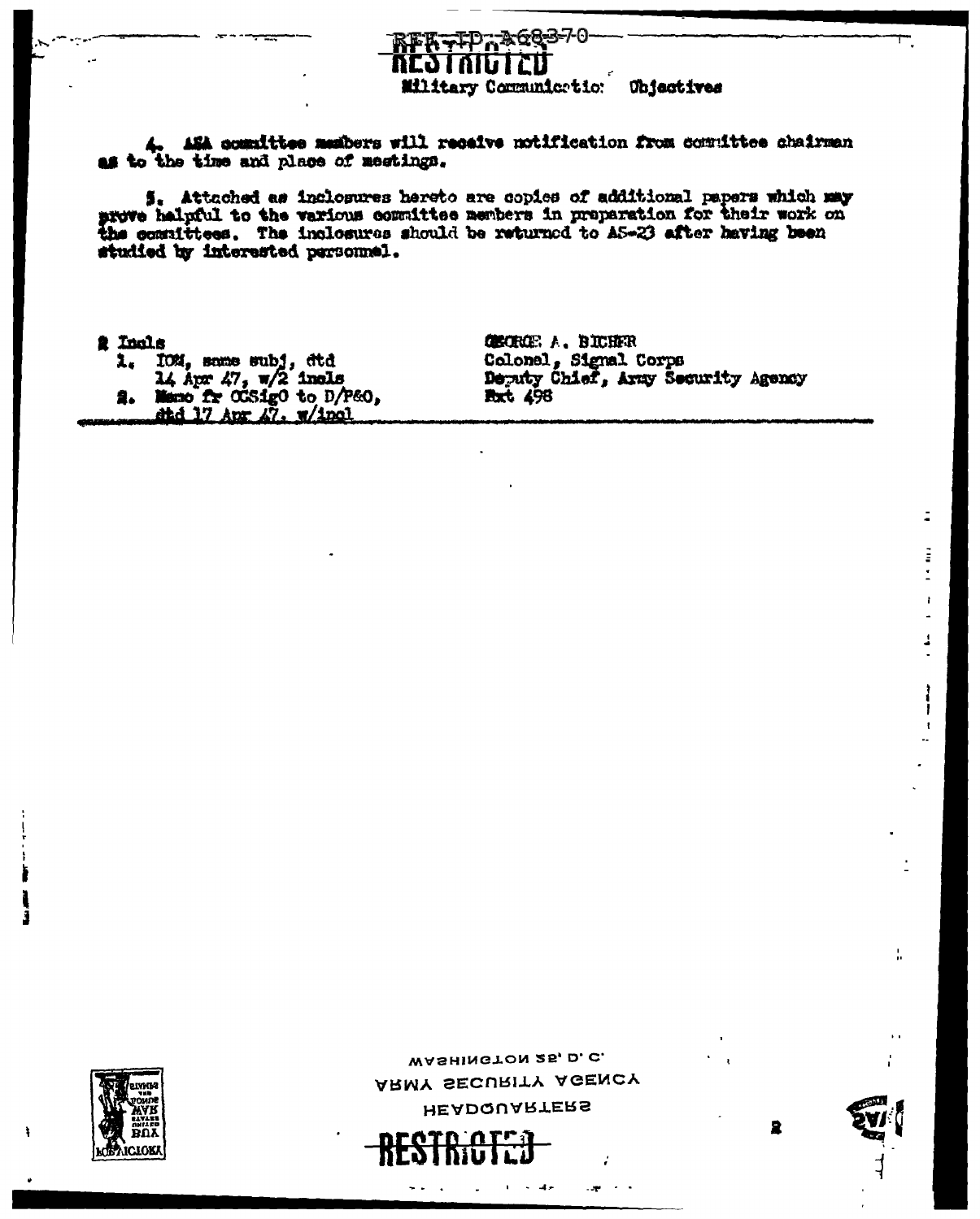RESTRICTED

Military Communication Objectives

4. ASA committee members will receive notification from committee chairman as to the time and place of meetings.

5. Attached as inclosures hereto are copies of additional papers which may prove helpful to the various committee members in preparation for their work on the committees. The inclosures should be returned to AS-23 after having been studied by interested personnel.

2 Incls
1. IOM, same subj, dtd 14 Apr 47, w/2 incls
2. Memo fr OCSigO to D/P&O, dtd 17 Apr 47, w/incl

GEORGE A. BICHER
Colonel, Signal Corps
Deputy Chief, Army Security Agency
Ext 498

RESTRICTED